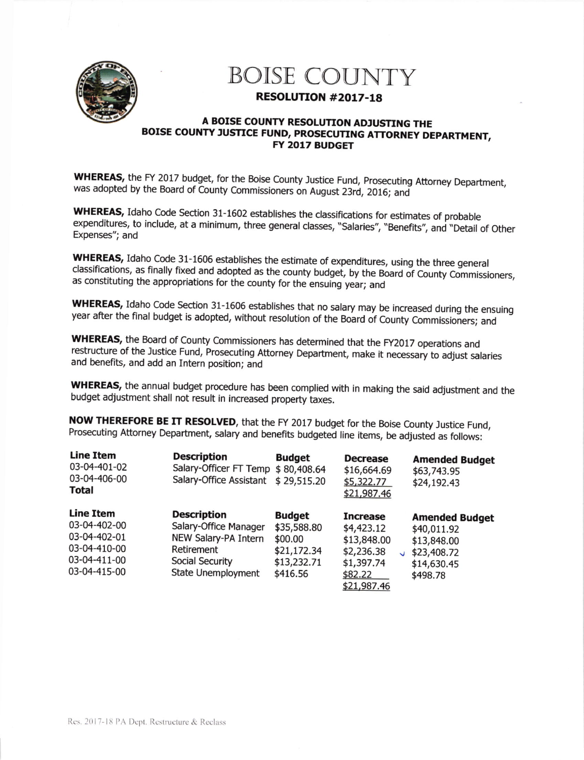# BOISE COUNTY

## RESOLUTION #2017-18

### A BOISE COUNTY RESOLUTION ADJUSTING THE BOISE COUNTY JUSTICE FUND, PROSECUTING ATTORNEY DEPARTMENT, FY 2017 BUDGET

**WHEREAS,** the FY 2017 budget, for the Boise County Justice Fund, Prosecuting Attorney Department, was adopted by the Board of County Commissioners on August 23rd, 2016; and

**WHEREAS,** Idaho Code Section 31-1602 establishes the classifications for estimates of probable expenditures, to include, at a minimum, three general classes, "Salaries", "Benefits", and "Detail of Other Expenses"; and

**WHEREAS,** Idaho Code 31-1606 establishes the estimate of expenditures, using the three general classifications, as finally fixed and adopted as the county budget, by the Board of County Commissioners, as constituting the appropriations for the county for the ensuing year; and

**WHEREAS,** Idaho Code Section 31-1606 establishes that no salary may be increased during the ensuing year after the final budget is adopted, without resolution of the Board of County Commissioners; and

**WHEREAS,** the Board of County Commissioners has determined that the FY2017 operations and restructure of the Justice Fund, Prosecuting Attorney Department, make it necessary to adjust salaries and benefits, and add an Intern position; and

**WHEREAS,** the annual budget procedure has been complied with in making the said adjustment and the budget adjustment shall not result in increased property taxes.

**NOW THEREFORE BE IT RESOLVED**, that the FY 2017 budget for the Boise County Justice Fund, Prosecuting Attorney Department, salary and benefits budgeted line items, be adjusted as follows:

| Line Item | Description | Budget | Decrease | Amended Budget |
|---|---|---|---|---|
| 03-04-401-02 | Salary-Officer FT Temp | $ 80,408.64 | $16,664.69 | $63,743.95 |
| 03-04-406-00 | Salary-Office Assistant | $ 29,515.20 | $5,322.77 | $24,192.43 |
| **Total** | | | $21,987.46 | |

| Line Item | Description | Budget | Increase | Amended Budget |
|---|---|---|---|---|
| 03-04-402-00 | Salary-Office Manager | $35,588.80 | $4,423.12 | $40,011.92 |
| 03-04-402-01 | NEW Salary-PA Intern | $00.00 | $13,848.00 | $13,848.00 |
| 03-04-410-00 | Retirement | $21,172.34 | $2,236.38 | $23,408.72 |
| 03-04-411-00 | Social Security | $13,232.71 | $1,397.74 | $14,630.45 |
| 03-04-415-00 | State Unemployment | $416.56 | $82.22 | $498.78 |
| | | | $21,987.46 | |

Res. 2017-18 PA Dept. Restructure & Reclass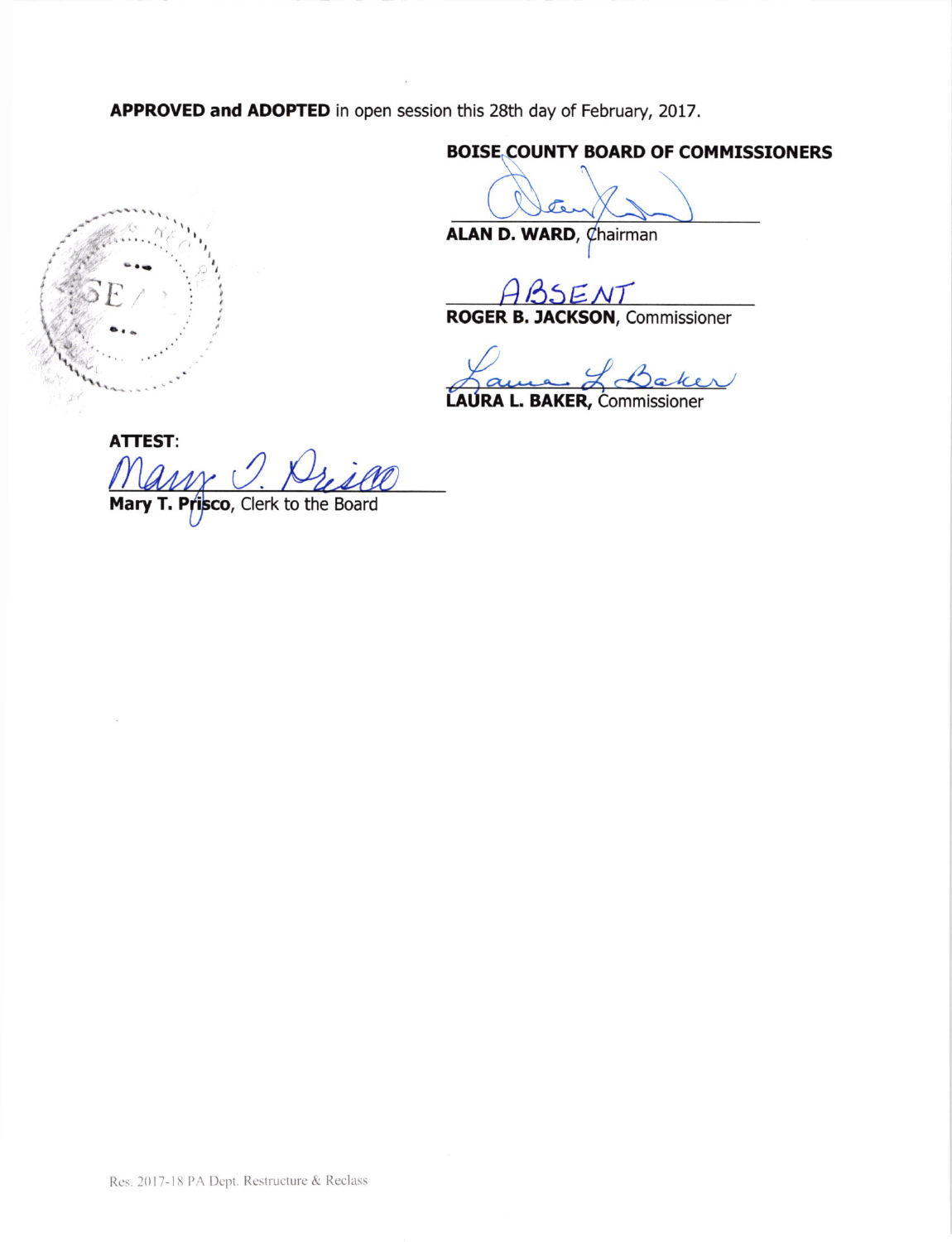**APPROVED and ADOPTED** in open session this 28th day of February, 2017.

**BOISE COUNTY BOARD OF COMMISSIONERS**

**ALAN D. WARD**, Chairman

ABSENT

**ROGER B. JACKSON**, Commissioner

**LAURA L. BAKER,** Commissioner

**ATTEST:**

**Mary T. Prisco**, Clerk to the Board

Res. 2017-18 PA Dept. Restructure & Reclass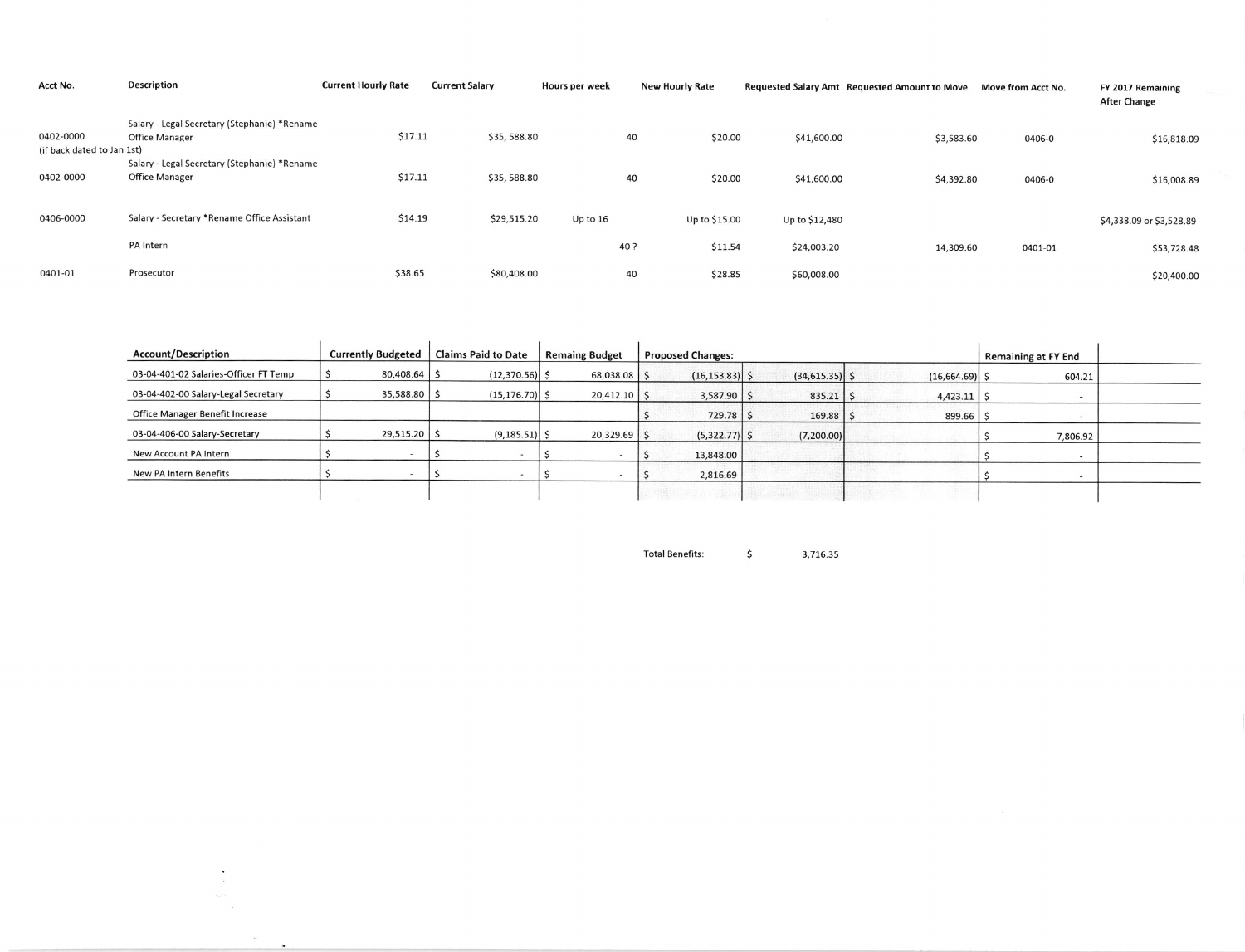| Acct No. | Description | Current Hourly Rate | Current Salary | Hours per week | New Hourly Rate | Requested Salary Amt | Requested Amount to Move | Move from Acct No. | FY 2017 Remaining After Change |
|---|---|---|---|---|---|---|---|---|---|
| 0402-0000 (if back dated to Jan 1st) | Salary - Legal Secretary (Stephanie) *Rename Office Manager | $17.11 | $35, 588.80 | 40 | $20.00 | $41,600.00 | $3,583.60 | 0406-0 | $16,818.09 |
| 0402-0000 | Salary - Legal Secretary (Stephanie) *Rename Office Manager | $17.11 | $35, 588.80 | 40 | $20.00 | $41,600.00 | $4,392.80 | 0406-0 | $16,008.89 |
| 0406-0000 | Salary - Secretary *Rename Office Assistant | $14.19 | $29,515.20 | Up to 16 | Up to $15.00 | Up to $12,480 | | | $4,338.09 or $3,528.89 |
| | PA Intern | | | 40 ? | $11.54 | $24,003.20 | 14,309.60 | 0401-01 | $53,728.48 |
| 0401-01 | Prosecutor | $38.65 | $80,408.00 | 40 | $28.85 | $60,008.00 | | | $20,400.00 |

| Account/Description | Currently Budgeted | Claims Paid to Date | Remaing Budget | Proposed Changes: | | | Remaining at FY End | |
|---|---|---|---|---|---|---|---|---|
| 03-04-401-02 Salaries-Officer FT Temp | $ 80,408.64 | $ (12,370.56) | $ 68,038.08 | $ (16,153.83) | $ (34,615.35) | $ (16,664.69) | $ 604.21 | |
| 03-04-402-00 Salary-Legal Secretary | $ 35,588.80 | $ (15,176.70) | $ 20,412.10 | $ 3,587.90 | $ 835.21 | $ 4,423.11 | $ - | |
| Office Manager Benefit Increase | | | | $ 729.78 | $ 169.88 | $ 899.66 | $ - | |
| 03-04-406-00 Salary-Secretary | $ 29,515.20 | $ (9,185.51) | $ 20,329.69 | $ (5,322.77) | $ (7,200.00) | | $ 7,806.92 | |
| New Account PA Intern | $ - | $ - | $ - | $ 13,848.00 | | | $ - | |
| New PA Intern Benefits | $ - | $ - | $ - | $ 2,816.69 | | | $ - | |
| | | | | | | | | |

Total Benefits: $ 3,716.35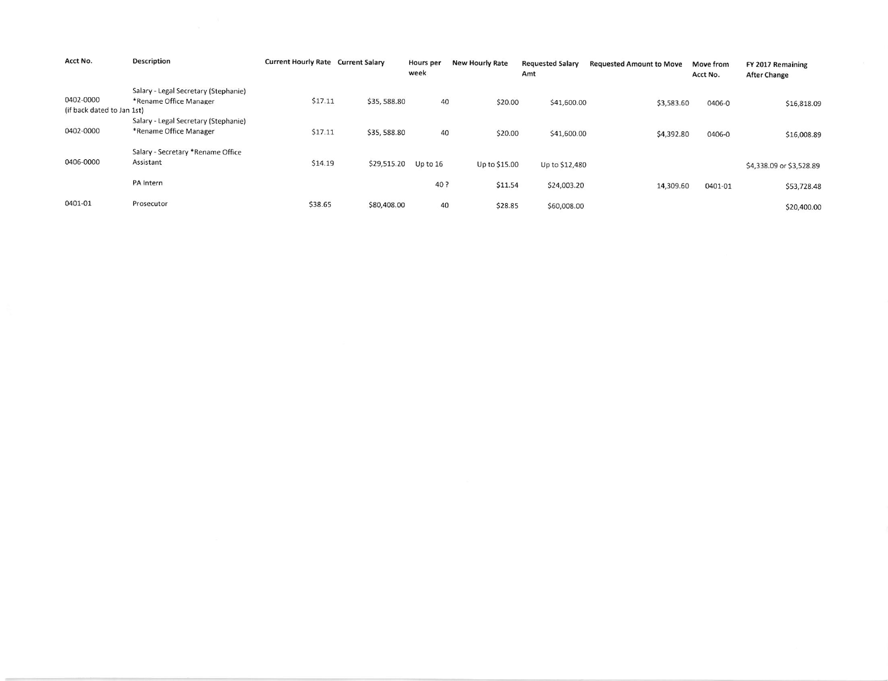| Acct No. | Description | Current Hourly Rate | Current Salary | Hours per week | New Hourly Rate | Requested Salary Amt | Requested Amount to Move | Move from Acct No. | FY 2017 Remaining After Change |
|---|---|---|---|---|---|---|---|---|---|
| 0402-0000 (if back dated to Jan 1st) | Salary - Legal Secretary (Stephanie) *Rename Office Manager | $17.11 | $35, 588.80 | 40 | $20.00 | $41,600.00 | $3,583.60 | 0406-0 | $16,818.09 |
| 0402-0000 | Salary - Legal Secretary (Stephanie) *Rename Office Manager | $17.11 | $35, 588.80 | 40 | $20.00 | $41,600.00 | $4,392.80 | 0406-0 | $16,008.89 |
| 0406-0000 | Salary - Secretary *Rename Office Assistant | $14.19 | $29,515.20 | Up to 16 | Up to $15.00 | Up to $12,480 | | | $4,338.09 or $3,528.89 |
| | PA Intern | | | 40 ? | $11.54 | $24,003.20 | 14,309.60 | 0401-01 | $53,728.48 |
| 0401-01 | Prosecutor | $38.65 | $80,408.00 | 40 | $28.85 | $60,008.00 | | | $20,400.00 |